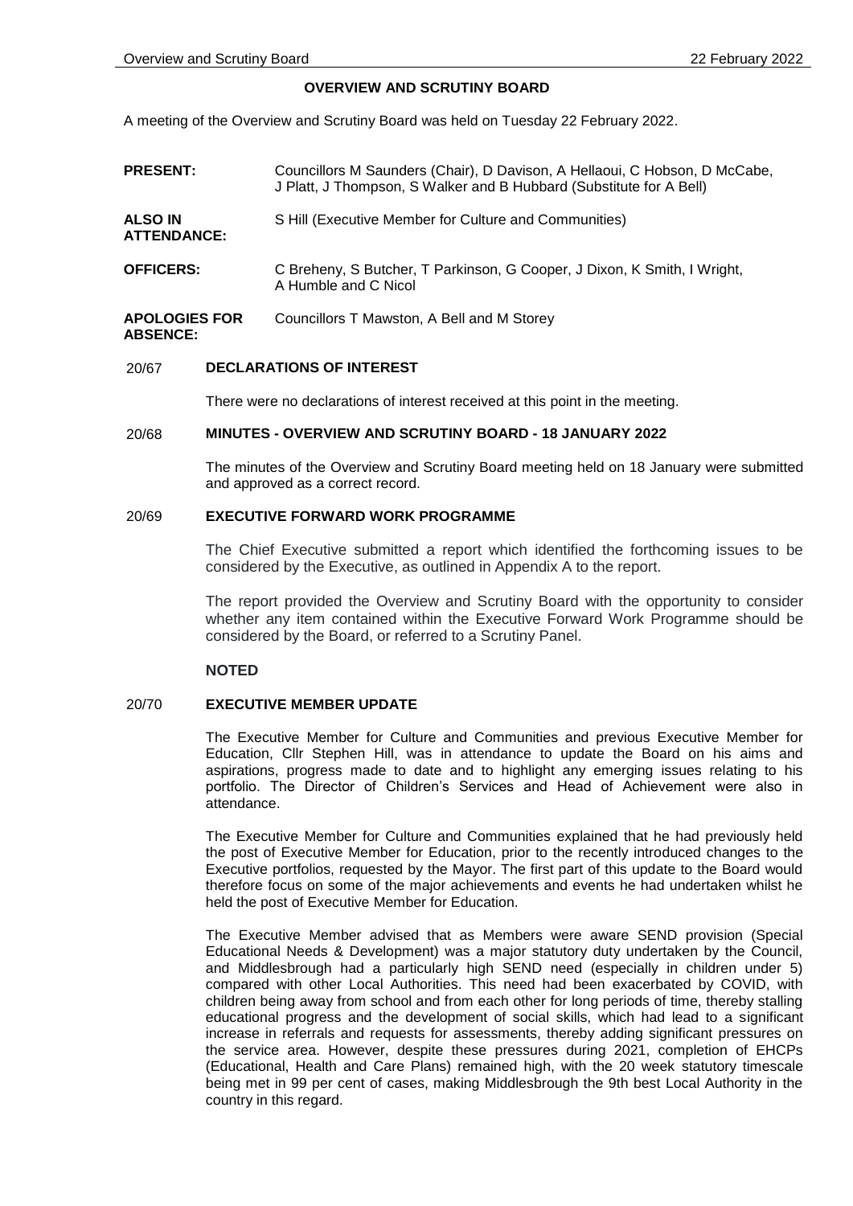# OVERVIEW AND SCRUTINY BOARD

A meeting of the Overview and Scrutiny Board was held on Tuesday 22 February 2022.

| | |
|---|---|
| **PRESENT:** | Councillors M Saunders (Chair), D Davison, A Hellaoui, C Hobson, D McCabe, J Platt, J Thompson, S Walker and B Hubbard (Substitute for A Bell) |
| **ALSO IN ATTENDANCE:** | S Hill (Executive Member for Culture and Communities) |
| **OFFICERS:** | C Breheny, S Butcher, T Parkinson, G Cooper, J Dixon, K Smith, I Wright, A Humble and C Nicol |
| **APOLOGIES FOR ABSENCE:** | Councillors T Mawston, A Bell and M Storey |

## 20/67 DECLARATIONS OF INTEREST

There were no declarations of interest received at this point in the meeting.

## 20/68 MINUTES - OVERVIEW AND SCRUTINY BOARD - 18 JANUARY 2022

The minutes of the Overview and Scrutiny Board meeting held on 18 January were submitted and approved as a correct record.

## 20/69 EXECUTIVE FORWARD WORK PROGRAMME

The Chief Executive submitted a report which identified the forthcoming issues to be considered by the Executive, as outlined in Appendix A to the report.

The report provided the Overview and Scrutiny Board with the opportunity to consider whether any item contained within the Executive Forward Work Programme should be considered by the Board, or referred to a Scrutiny Panel.

**NOTED**

## 20/70 EXECUTIVE MEMBER UPDATE

The Executive Member for Culture and Communities and previous Executive Member for Education, Cllr Stephen Hill, was in attendance to update the Board on his aims and aspirations, progress made to date and to highlight any emerging issues relating to his portfolio. The Director of Children's Services and Head of Achievement were also in attendance.

The Executive Member for Culture and Communities explained that he had previously held the post of Executive Member for Education, prior to the recently introduced changes to the Executive portfolios, requested by the Mayor. The first part of this update to the Board would therefore focus on some of the major achievements and events he had undertaken whilst he held the post of Executive Member for Education.

The Executive Member advised that as Members were aware SEND provision (Special Educational Needs & Development) was a major statutory duty undertaken by the Council, and Middlesbrough had a particularly high SEND need (especially in children under 5) compared with other Local Authorities. This need had been exacerbated by COVID, with children being away from school and from each other for long periods of time, thereby stalling educational progress and the development of social skills, which had lead to a significant increase in referrals and requests for assessments, thereby adding significant pressures on the service area. However, despite these pressures during 2021, completion of EHCPs (Educational, Health and Care Plans) remained high, with the 20 week statutory timescale being met in 99 per cent of cases, making Middlesbrough the 9th best Local Authority in the country in this regard.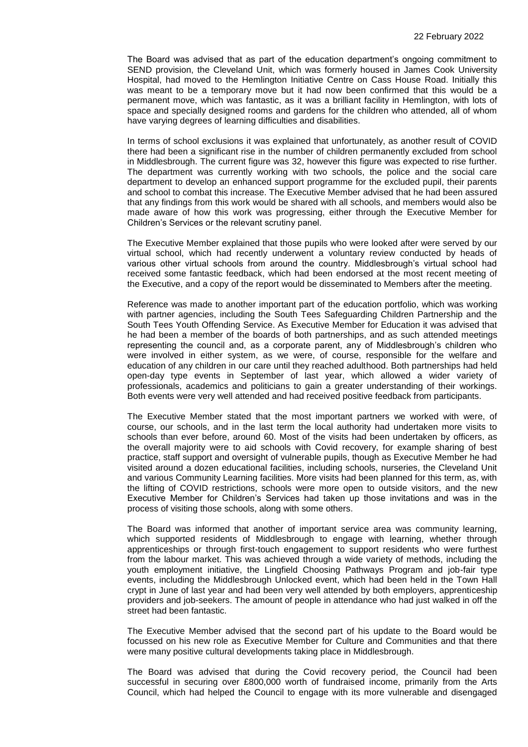The Board was advised that as part of the education department's ongoing commitment to SEND provision, the Cleveland Unit, which was formerly housed in James Cook University Hospital, had moved to the Hemlington Initiative Centre on Cass House Road. Initially this was meant to be a temporary move but it had now been confirmed that this would be a permanent move, which was fantastic, as it was a brilliant facility in Hemlington, with lots of space and specially designed rooms and gardens for the children who attended, all of whom have varying degrees of learning difficulties and disabilities.

In terms of school exclusions it was explained that unfortunately, as another result of COVID there had been a significant rise in the number of children permanently excluded from school in Middlesbrough. The current figure was 32, however this figure was expected to rise further. The department was currently working with two schools, the police and the social care department to develop an enhanced support programme for the excluded pupil, their parents and school to combat this increase. The Executive Member advised that he had been assured that any findings from this work would be shared with all schools, and members would also be made aware of how this work was progressing, either through the Executive Member for Children's Services or the relevant scrutiny panel.

The Executive Member explained that those pupils who were looked after were served by our virtual school, which had recently underwent a voluntary review conducted by heads of various other virtual schools from around the country. Middlesbrough's virtual school had received some fantastic feedback, which had been endorsed at the most recent meeting of the Executive, and a copy of the report would be disseminated to Members after the meeting.

Reference was made to another important part of the education portfolio, which was working with partner agencies, including the South Tees Safeguarding Children Partnership and the South Tees Youth Offending Service. As Executive Member for Education it was advised that he had been a member of the boards of both partnerships, and as such attended meetings representing the council and, as a corporate parent, any of Middlesbrough's children who were involved in either system, as we were, of course, responsible for the welfare and education of any children in our care until they reached adulthood. Both partnerships had held open-day type events in September of last year, which allowed a wider variety of professionals, academics and politicians to gain a greater understanding of their workings. Both events were very well attended and had received positive feedback from participants.

The Executive Member stated that the most important partners we worked with were, of course, our schools, and in the last term the local authority had undertaken more visits to schools than ever before, around 60. Most of the visits had been undertaken by officers, as the overall majority were to aid schools with Covid recovery, for example sharing of best practice, staff support and oversight of vulnerable pupils, though as Executive Member he had visited around a dozen educational facilities, including schools, nurseries, the Cleveland Unit and various Community Learning facilities. More visits had been planned for this term, as, with the lifting of COVID restrictions, schools were more open to outside visitors, and the new Executive Member for Children's Services had taken up those invitations and was in the process of visiting those schools, along with some others.

The Board was informed that another of important service area was community learning, which supported residents of Middlesbrough to engage with learning, whether through apprenticeships or through first-touch engagement to support residents who were furthest from the labour market. This was achieved through a wide variety of methods, including the youth employment initiative, the Lingfield Choosing Pathways Program and job-fair type events, including the Middlesbrough Unlocked event, which had been held in the Town Hall crypt in June of last year and had been very well attended by both employers, apprenticeship providers and job-seekers. The amount of people in attendance who had just walked in off the street had been fantastic.

The Executive Member advised that the second part of his update to the Board would be focussed on his new role as Executive Member for Culture and Communities and that there were many positive cultural developments taking place in Middlesbrough.

The Board was advised that during the Covid recovery period, the Council had been successful in securing over £800,000 worth of fundraised income, primarily from the Arts Council, which had helped the Council to engage with its more vulnerable and disengaged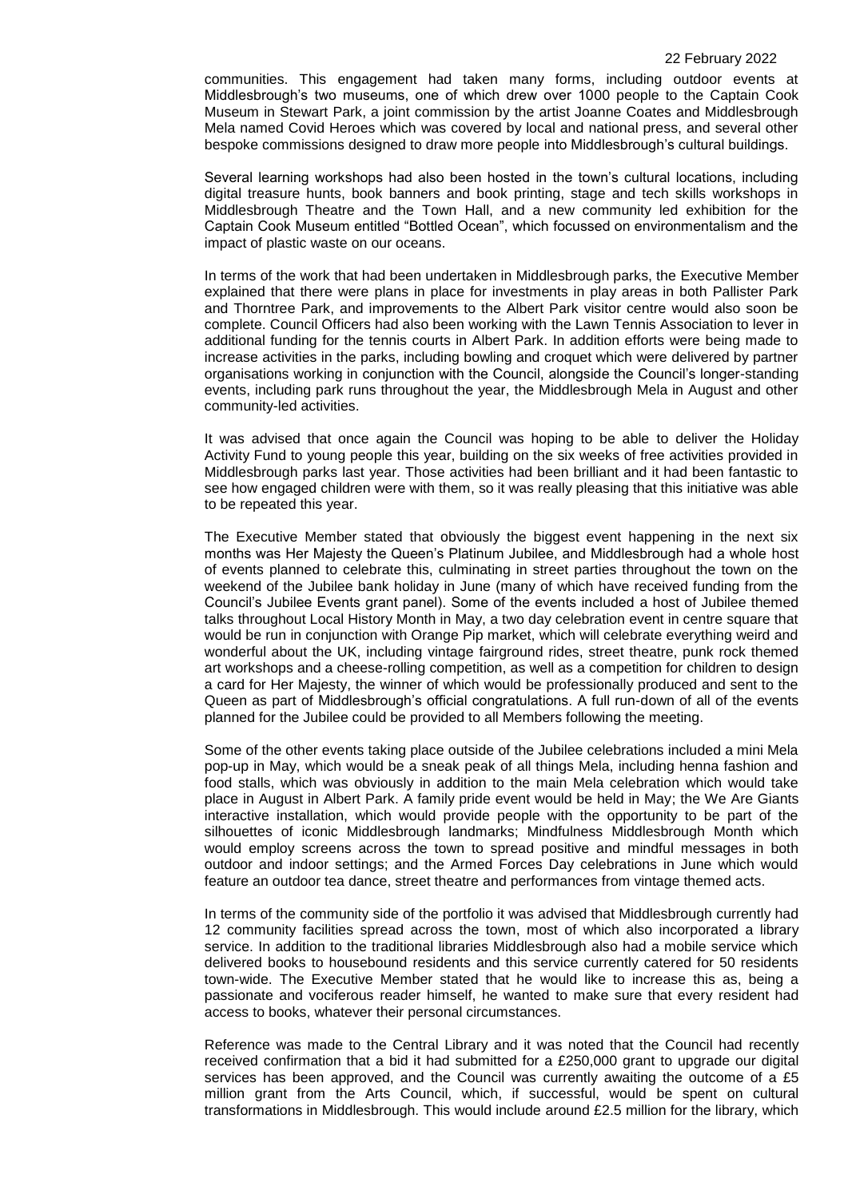communities. This engagement had taken many forms, including outdoor events at Middlesbrough's two museums, one of which drew over 1000 people to the Captain Cook Museum in Stewart Park, a joint commission by the artist Joanne Coates and Middlesbrough Mela named Covid Heroes which was covered by local and national press, and several other bespoke commissions designed to draw more people into Middlesbrough's cultural buildings.

Several learning workshops had also been hosted in the town's cultural locations, including digital treasure hunts, book banners and book printing, stage and tech skills workshops in Middlesbrough Theatre and the Town Hall, and a new community led exhibition for the Captain Cook Museum entitled "Bottled Ocean", which focussed on environmentalism and the impact of plastic waste on our oceans.

In terms of the work that had been undertaken in Middlesbrough parks, the Executive Member explained that there were plans in place for investments in play areas in both Pallister Park and Thorntree Park, and improvements to the Albert Park visitor centre would also soon be complete. Council Officers had also been working with the Lawn Tennis Association to lever in additional funding for the tennis courts in Albert Park. In addition efforts were being made to increase activities in the parks, including bowling and croquet which were delivered by partner organisations working in conjunction with the Council, alongside the Council's longer-standing events, including park runs throughout the year, the Middlesbrough Mela in August and other community-led activities.

It was advised that once again the Council was hoping to be able to deliver the Holiday Activity Fund to young people this year, building on the six weeks of free activities provided in Middlesbrough parks last year. Those activities had been brilliant and it had been fantastic to see how engaged children were with them, so it was really pleasing that this initiative was able to be repeated this year.

The Executive Member stated that obviously the biggest event happening in the next six months was Her Majesty the Queen's Platinum Jubilee, and Middlesbrough had a whole host of events planned to celebrate this, culminating in street parties throughout the town on the weekend of the Jubilee bank holiday in June (many of which have received funding from the Council's Jubilee Events grant panel). Some of the events included a host of Jubilee themed talks throughout Local History Month in May, a two day celebration event in centre square that would be run in conjunction with Orange Pip market, which will celebrate everything weird and wonderful about the UK, including vintage fairground rides, street theatre, punk rock themed art workshops and a cheese-rolling competition, as well as a competition for children to design a card for Her Majesty, the winner of which would be professionally produced and sent to the Queen as part of Middlesbrough's official congratulations. A full run-down of all of the events planned for the Jubilee could be provided to all Members following the meeting.

Some of the other events taking place outside of the Jubilee celebrations included a mini Mela pop-up in May, which would be a sneak peak of all things Mela, including henna fashion and food stalls, which was obviously in addition to the main Mela celebration which would take place in August in Albert Park. A family pride event would be held in May; the We Are Giants interactive installation, which would provide people with the opportunity to be part of the silhouettes of iconic Middlesbrough landmarks; Mindfulness Middlesbrough Month which would employ screens across the town to spread positive and mindful messages in both outdoor and indoor settings; and the Armed Forces Day celebrations in June which would feature an outdoor tea dance, street theatre and performances from vintage themed acts.

In terms of the community side of the portfolio it was advised that Middlesbrough currently had 12 community facilities spread across the town, most of which also incorporated a library service. In addition to the traditional libraries Middlesbrough also had a mobile service which delivered books to housebound residents and this service currently catered for 50 residents town-wide. The Executive Member stated that he would like to increase this as, being a passionate and vociferous reader himself, he wanted to make sure that every resident had access to books, whatever their personal circumstances.

Reference was made to the Central Library and it was noted that the Council had recently received confirmation that a bid it had submitted for a £250,000 grant to upgrade our digital services has been approved, and the Council was currently awaiting the outcome of a £5 million grant from the Arts Council, which, if successful, would be spent on cultural transformations in Middlesbrough. This would include around £2.5 million for the library, which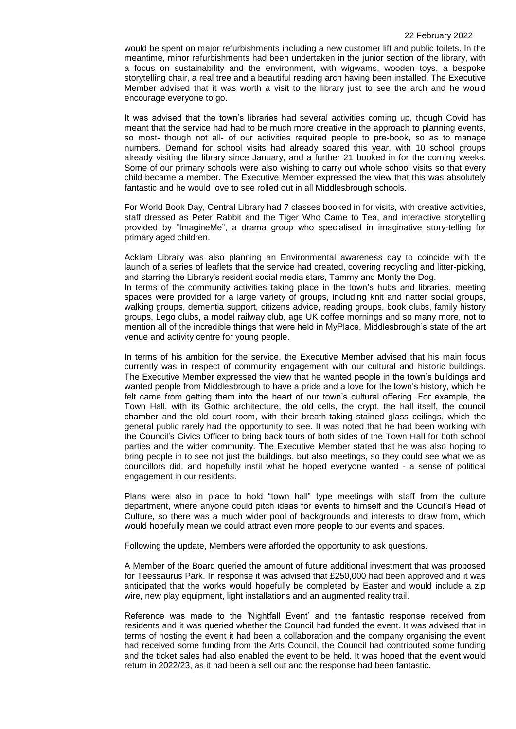would be spent on major refurbishments including a new customer lift and public toilets. In the meantime, minor refurbishments had been undertaken in the junior section of the library, with a focus on sustainability and the environment, with wigwams, wooden toys, a bespoke storytelling chair, a real tree and a beautiful reading arch having been installed. The Executive Member advised that it was worth a visit to the library just to see the arch and he would encourage everyone to go.

It was advised that the town's libraries had several activities coming up, though Covid has meant that the service had had to be much more creative in the approach to planning events, so most- though not all- of our activities required people to pre-book, so as to manage numbers. Demand for school visits had already soared this year, with 10 school groups already visiting the library since January, and a further 21 booked in for the coming weeks. Some of our primary schools were also wishing to carry out whole school visits so that every child became a member. The Executive Member expressed the view that this was absolutely fantastic and he would love to see rolled out in all Middlesbrough schools.

For World Book Day, Central Library had 7 classes booked in for visits, with creative activities, staff dressed as Peter Rabbit and the Tiger Who Came to Tea, and interactive storytelling provided by "ImagineMe", a drama group who specialised in imaginative story-telling for primary aged children.

Acklam Library was also planning an Environmental awareness day to coincide with the launch of a series of leaflets that the service had created, covering recycling and litter-picking, and starring the Library's resident social media stars, Tammy and Monty the Dog.

In terms of the community activities taking place in the town's hubs and libraries, meeting spaces were provided for a large variety of groups, including knit and natter social groups, walking groups, dementia support, citizens advice, reading groups, book clubs, family history groups, Lego clubs, a model railway club, age UK coffee mornings and so many more, not to mention all of the incredible things that were held in MyPlace, Middlesbrough's state of the art venue and activity centre for young people.

In terms of his ambition for the service, the Executive Member advised that his main focus currently was in respect of community engagement with our cultural and historic buildings. The Executive Member expressed the view that he wanted people in the town's buildings and wanted people from Middlesbrough to have a pride and a love for the town's history, which he felt came from getting them into the heart of our town's cultural offering. For example, the Town Hall, with its Gothic architecture, the old cells, the crypt, the hall itself, the council chamber and the old court room, with their breath-taking stained glass ceilings, which the general public rarely had the opportunity to see. It was noted that he had been working with the Council's Civics Officer to bring back tours of both sides of the Town Hall for both school parties and the wider community. The Executive Member stated that he was also hoping to bring people in to see not just the buildings, but also meetings, so they could see what we as councillors did, and hopefully instil what he hoped everyone wanted - a sense of political engagement in our residents.

Plans were also in place to hold "town hall" type meetings with staff from the culture department, where anyone could pitch ideas for events to himself and the Council's Head of Culture, so there was a much wider pool of backgrounds and interests to draw from, which would hopefully mean we could attract even more people to our events and spaces.

Following the update, Members were afforded the opportunity to ask questions.

A Member of the Board queried the amount of future additional investment that was proposed for Teessaurus Park. In response it was advised that £250,000 had been approved and it was anticipated that the works would hopefully be completed by Easter and would include a zip wire, new play equipment, light installations and an augmented reality trail.

Reference was made to the 'Nightfall Event' and the fantastic response received from residents and it was queried whether the Council had funded the event. It was advised that in terms of hosting the event it had been a collaboration and the company organising the event had received some funding from the Arts Council, the Council had contributed some funding and the ticket sales had also enabled the event to be held. It was hoped that the event would return in 2022/23, as it had been a sell out and the response had been fantastic.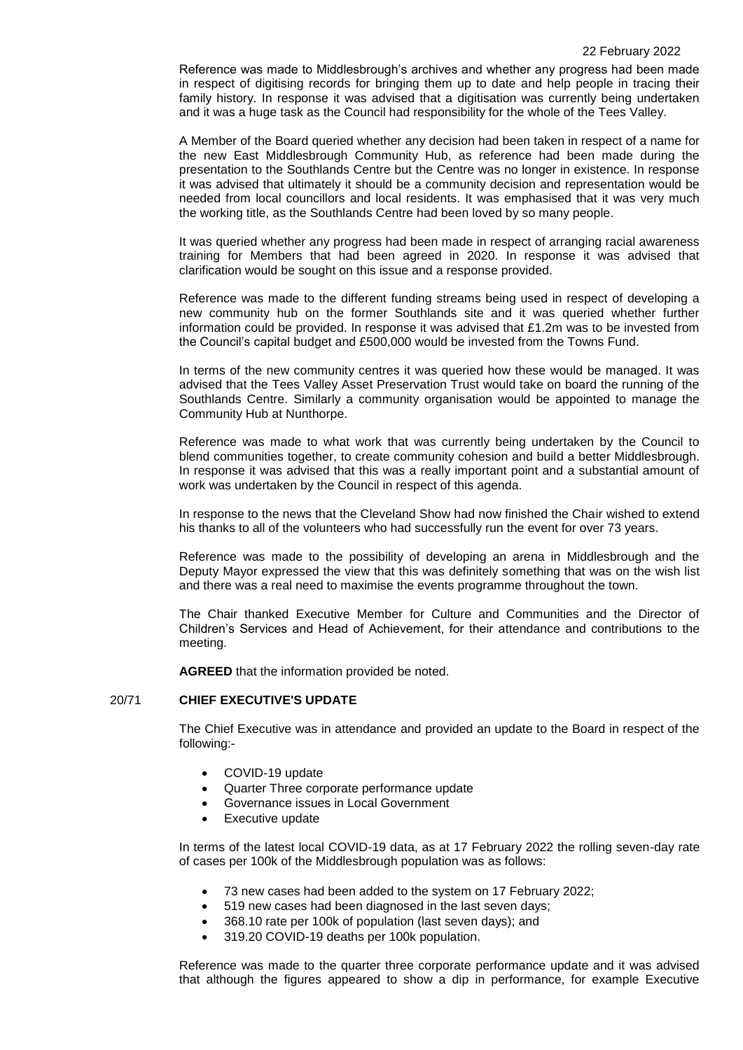Reference was made to Middlesbrough's archives and whether any progress had been made in respect of digitising records for bringing them up to date and help people in tracing their family history. In response it was advised that a digitisation was currently being undertaken and it was a huge task as the Council had responsibility for the whole of the Tees Valley.

A Member of the Board queried whether any decision had been taken in respect of a name for the new East Middlesbrough Community Hub, as reference had been made during the presentation to the Southlands Centre but the Centre was no longer in existence. In response it was advised that ultimately it should be a community decision and representation would be needed from local councillors and local residents. It was emphasised that it was very much the working title, as the Southlands Centre had been loved by so many people.

It was queried whether any progress had been made in respect of arranging racial awareness training for Members that had been agreed in 2020. In response it was advised that clarification would be sought on this issue and a response provided.

Reference was made to the different funding streams being used in respect of developing a new community hub on the former Southlands site and it was queried whether further information could be provided. In response it was advised that £1.2m was to be invested from the Council's capital budget and £500,000 would be invested from the Towns Fund.

In terms of the new community centres it was queried how these would be managed. It was advised that the Tees Valley Asset Preservation Trust would take on board the running of the Southlands Centre. Similarly a community organisation would be appointed to manage the Community Hub at Nunthorpe.

Reference was made to what work that was currently being undertaken by the Council to blend communities together, to create community cohesion and build a better Middlesbrough. In response it was advised that this was a really important point and a substantial amount of work was undertaken by the Council in respect of this agenda.

In response to the news that the Cleveland Show had now finished the Chair wished to extend his thanks to all of the volunteers who had successfully run the event for over 73 years.

Reference was made to the possibility of developing an arena in Middlesbrough and the Deputy Mayor expressed the view that this was definitely something that was on the wish list and there was a real need to maximise the events programme throughout the town.

The Chair thanked Executive Member for Culture and Communities and the Director of Children's Services and Head of Achievement, for their attendance and contributions to the meeting.

**AGREED** that the information provided be noted.

## 20/71 CHIEF EXECUTIVE'S UPDATE

The Chief Executive was in attendance and provided an update to the Board in respect of the following:-

- COVID-19 update
- Quarter Three corporate performance update
- Governance issues in Local Government
- Executive update

In terms of the latest local COVID-19 data, as at 17 February 2022 the rolling seven-day rate of cases per 100k of the Middlesbrough population was as follows:

- 73 new cases had been added to the system on 17 February 2022;
- 519 new cases had been diagnosed in the last seven days;
- 368.10 rate per 100k of population (last seven days); and
- 319.20 COVID-19 deaths per 100k population.

Reference was made to the quarter three corporate performance update and it was advised that although the figures appeared to show a dip in performance, for example Executive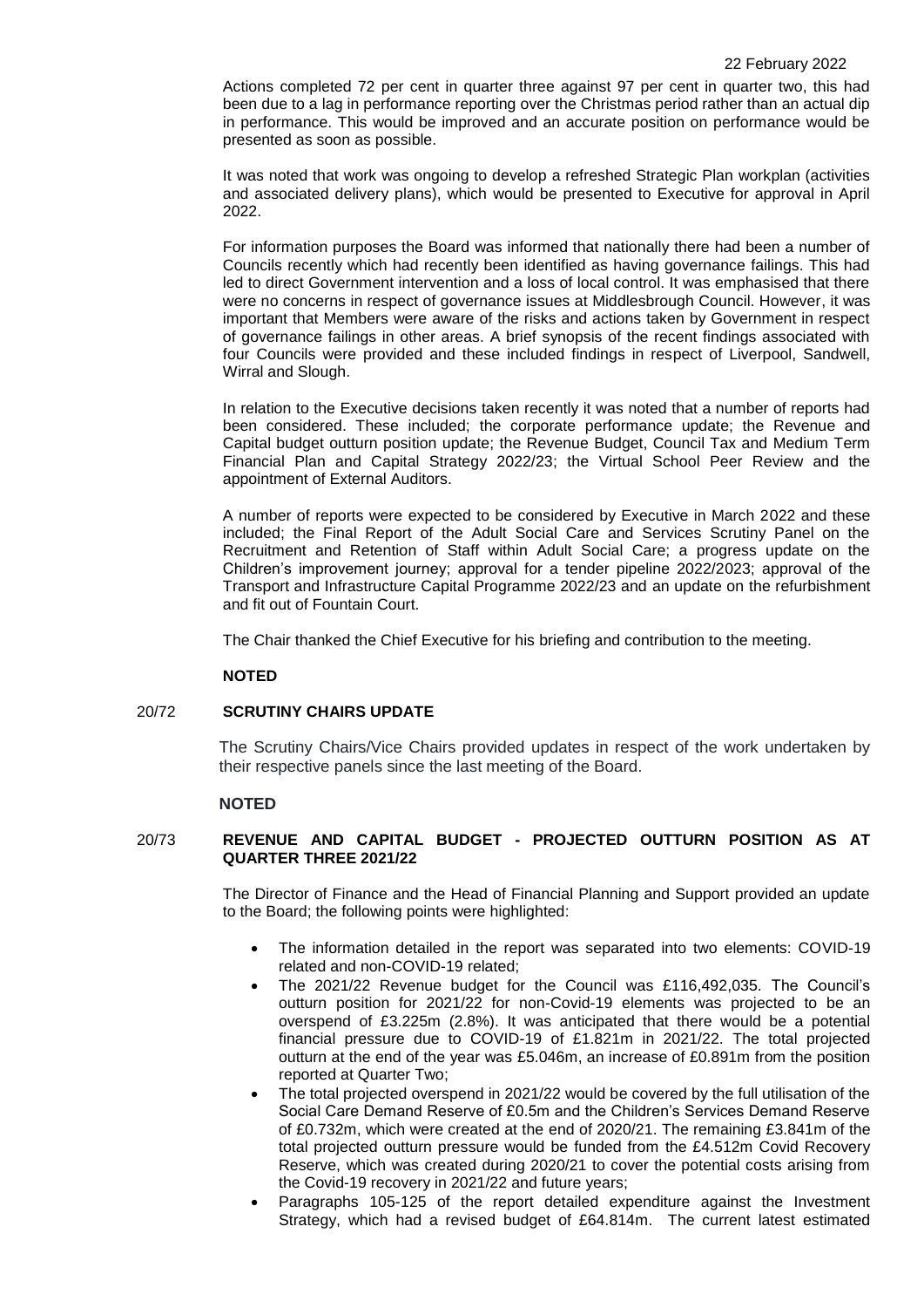Actions completed 72 per cent in quarter three against 97 per cent in quarter two, this had been due to a lag in performance reporting over the Christmas period rather than an actual dip in performance. This would be improved and an accurate position on performance would be presented as soon as possible.

It was noted that work was ongoing to develop a refreshed Strategic Plan workplan (activities and associated delivery plans), which would be presented to Executive for approval in April 2022.

For information purposes the Board was informed that nationally there had been a number of Councils recently which had recently been identified as having governance failings. This had led to direct Government intervention and a loss of local control. It was emphasised that there were no concerns in respect of governance issues at Middlesbrough Council. However, it was important that Members were aware of the risks and actions taken by Government in respect of governance failings in other areas. A brief synopsis of the recent findings associated with four Councils were provided and these included findings in respect of Liverpool, Sandwell, Wirral and Slough.

In relation to the Executive decisions taken recently it was noted that a number of reports had been considered. These included; the corporate performance update; the Revenue and Capital budget outturn position update; the Revenue Budget, Council Tax and Medium Term Financial Plan and Capital Strategy 2022/23; the Virtual School Peer Review and the appointment of External Auditors.

A number of reports were expected to be considered by Executive in March 2022 and these included; the Final Report of the Adult Social Care and Services Scrutiny Panel on the Recruitment and Retention of Staff within Adult Social Care; a progress update on the Children's improvement journey; approval for a tender pipeline 2022/2023; approval of the Transport and Infrastructure Capital Programme 2022/23 and an update on the refurbishment and fit out of Fountain Court.

The Chair thanked the Chief Executive for his briefing and contribution to the meeting.

**NOTED**

## 20/72 SCRUTINY CHAIRS UPDATE

The Scrutiny Chairs/Vice Chairs provided updates in respect of the work undertaken by their respective panels since the last meeting of the Board.

**NOTED**

## 20/73 REVENUE AND CAPITAL BUDGET - PROJECTED OUTTURN POSITION AS AT QUARTER THREE 2021/22

The Director of Finance and the Head of Financial Planning and Support provided an update to the Board; the following points were highlighted:

- The information detailed in the report was separated into two elements: COVID-19 related and non-COVID-19 related;
- The 2021/22 Revenue budget for the Council was £116,492,035. The Council's outturn position for 2021/22 for non-Covid-19 elements was projected to be an overspend of £3.225m (2.8%). It was anticipated that there would be a potential financial pressure due to COVID-19 of £1.821m in 2021/22. The total projected outturn at the end of the year was £5.046m, an increase of £0.891m from the position reported at Quarter Two;
- The total projected overspend in 2021/22 would be covered by the full utilisation of the Social Care Demand Reserve of £0.5m and the Children's Services Demand Reserve of £0.732m, which were created at the end of 2020/21. The remaining £3.841m of the total projected outturn pressure would be funded from the £4.512m Covid Recovery Reserve, which was created during 2020/21 to cover the potential costs arising from the Covid-19 recovery in 2021/22 and future years;
- Paragraphs 105-125 of the report detailed expenditure against the Investment Strategy, which had a revised budget of £64.814m. The current latest estimated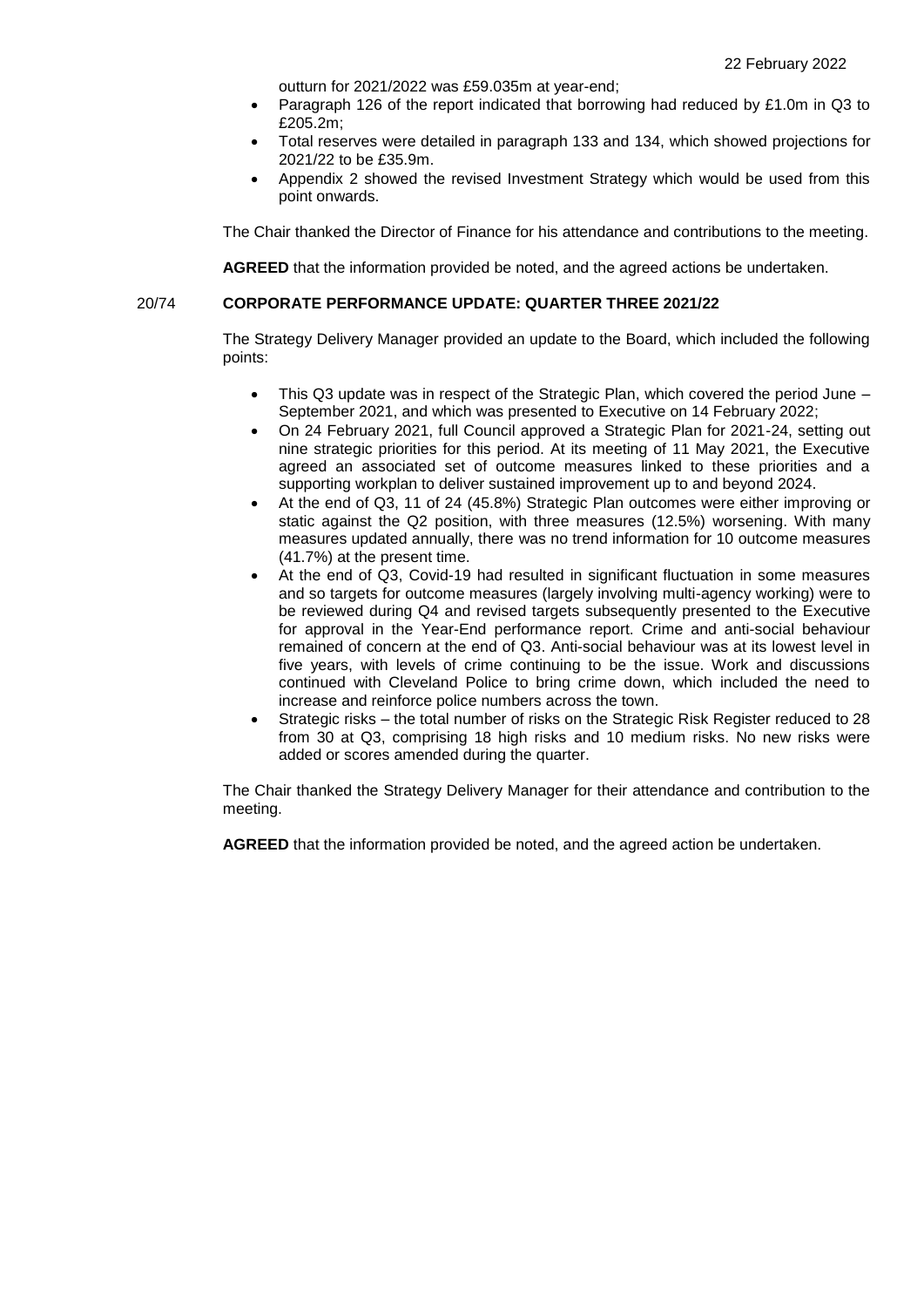outturn for 2021/2022 was £59.035m at year-end;

- Paragraph 126 of the report indicated that borrowing had reduced by £1.0m in Q3 to £205.2m;
- Total reserves were detailed in paragraph 133 and 134, which showed projections for 2021/22 to be £35.9m.
- Appendix 2 showed the revised Investment Strategy which would be used from this point onwards.

The Chair thanked the Director of Finance for his attendance and contributions to the meeting.

**AGREED** that the information provided be noted, and the agreed actions be undertaken.

## 20/74 CORPORATE PERFORMANCE UPDATE: QUARTER THREE 2021/22

The Strategy Delivery Manager provided an update to the Board, which included the following points:

- This Q3 update was in respect of the Strategic Plan, which covered the period June – September 2021, and which was presented to Executive on 14 February 2022;
- On 24 February 2021, full Council approved a Strategic Plan for 2021-24, setting out nine strategic priorities for this period. At its meeting of 11 May 2021, the Executive agreed an associated set of outcome measures linked to these priorities and a supporting workplan to deliver sustained improvement up to and beyond 2024.
- At the end of Q3, 11 of 24 (45.8%) Strategic Plan outcomes were either improving or static against the Q2 position, with three measures (12.5%) worsening. With many measures updated annually, there was no trend information for 10 outcome measures (41.7%) at the present time.
- At the end of Q3, Covid-19 had resulted in significant fluctuation in some measures and so targets for outcome measures (largely involving multi-agency working) were to be reviewed during Q4 and revised targets subsequently presented to the Executive for approval in the Year-End performance report. Crime and anti-social behaviour remained of concern at the end of Q3. Anti-social behaviour was at its lowest level in five years, with levels of crime continuing to be the issue. Work and discussions continued with Cleveland Police to bring crime down, which included the need to increase and reinforce police numbers across the town.
- Strategic risks – the total number of risks on the Strategic Risk Register reduced to 28 from 30 at Q3, comprising 18 high risks and 10 medium risks. No new risks were added or scores amended during the quarter.

The Chair thanked the Strategy Delivery Manager for their attendance and contribution to the meeting.

**AGREED** that the information provided be noted, and the agreed action be undertaken.